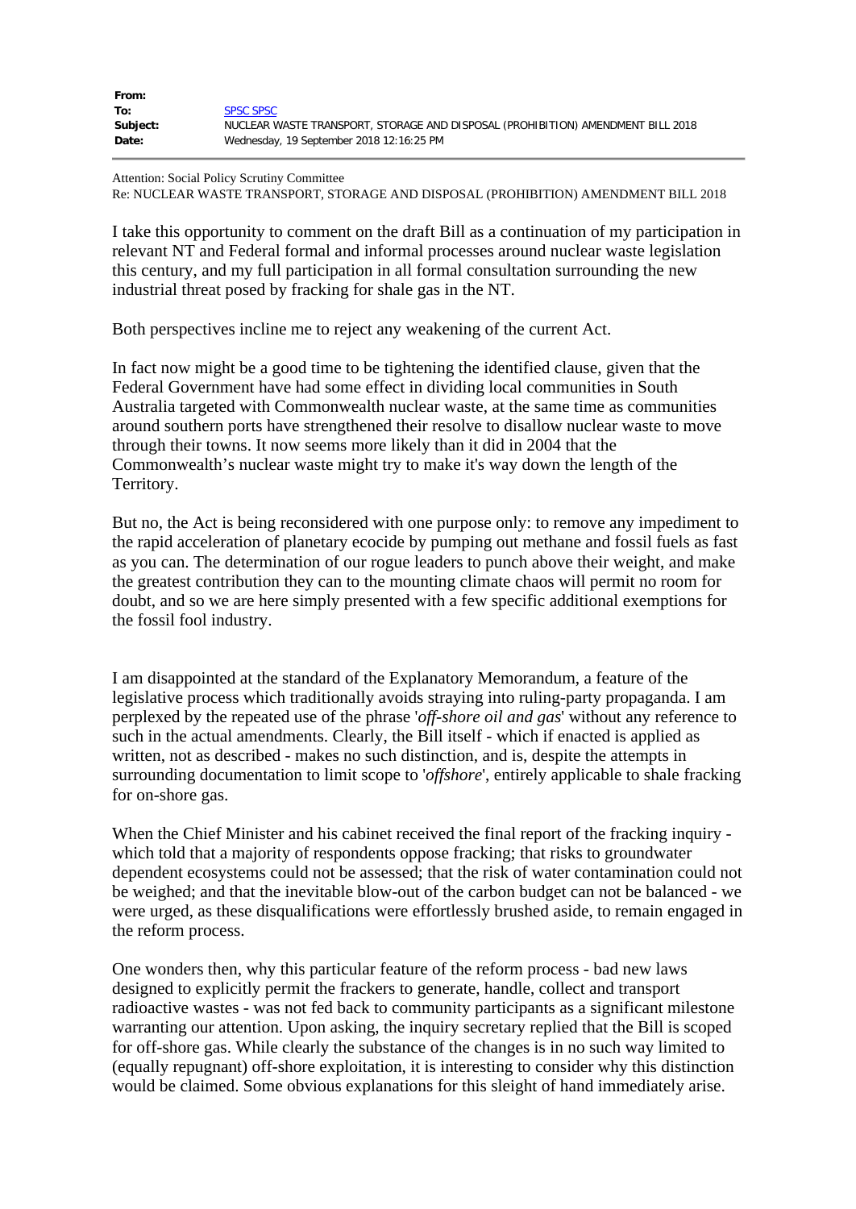**From:**
**To:** SPSC SPSC
**Subject:** NUCLEAR WASTE TRANSPORT, STORAGE AND DISPOSAL (PROHIBITION) AMENDMENT BILL 2018
**Date:** Wednesday, 19 September 2018 12:16:25 PM

---

Attention: Social Policy Scrutiny Committee
Re: NUCLEAR WASTE TRANSPORT, STORAGE AND DISPOSAL (PROHIBITION) AMENDMENT BILL 2018

I take this opportunity to comment on the draft Bill as a continuation of my participation in relevant NT and Federal formal and informal processes around nuclear waste legislation this century, and my full participation in all formal consultation surrounding the new industrial threat posed by fracking for shale gas in the NT.

Both perspectives incline me to reject any weakening of the current Act.

In fact now might be a good time to be tightening the identified clause, given that the Federal Government have had some effect in dividing local communities in South Australia targeted with Commonwealth nuclear waste, at the same time as communities around southern ports have strengthened their resolve to disallow nuclear waste to move through their towns. It now seems more likely than it did in 2004 that the Commonwealth's nuclear waste might try to make it's way down the length of the Territory.

But no, the Act is being reconsidered with one purpose only: to remove any impediment to the rapid acceleration of planetary ecocide by pumping out methane and fossil fuels as fast as you can. The determination of our rogue leaders to punch above their weight, and make the greatest contribution they can to the mounting climate chaos will permit no room for doubt, and so we are here simply presented with a few specific additional exemptions for the fossil fool industry.

I am disappointed at the standard of the Explanatory Memorandum, a feature of the legislative process which traditionally avoids straying into ruling-party propaganda. I am perplexed by the repeated use of the phrase '*off-shore oil and gas*' without any reference to such in the actual amendments. Clearly, the Bill itself - which if enacted is applied as written, not as described - makes no such distinction, and is, despite the attempts in surrounding documentation to limit scope to '*offshore*', entirely applicable to shale fracking for on-shore gas.

When the Chief Minister and his cabinet received the final report of the fracking inquiry - which told that a majority of respondents oppose fracking; that risks to groundwater dependent ecosystems could not be assessed; that the risk of water contamination could not be weighed; and that the inevitable blow-out of the carbon budget can not be balanced - we were urged, as these disqualifications were effortlessly brushed aside, to remain engaged in the reform process.

One wonders then, why this particular feature of the reform process - bad new laws designed to explicitly permit the frackers to generate, handle, collect and transport radioactive wastes - was not fed back to community participants as a significant milestone warranting our attention. Upon asking, the inquiry secretary replied that the Bill is scoped for off-shore gas. While clearly the substance of the changes is in no such way limited to (equally repugnant) off-shore exploitation, it is interesting to consider why this distinction would be claimed. Some obvious explanations for this sleight of hand immediately arise.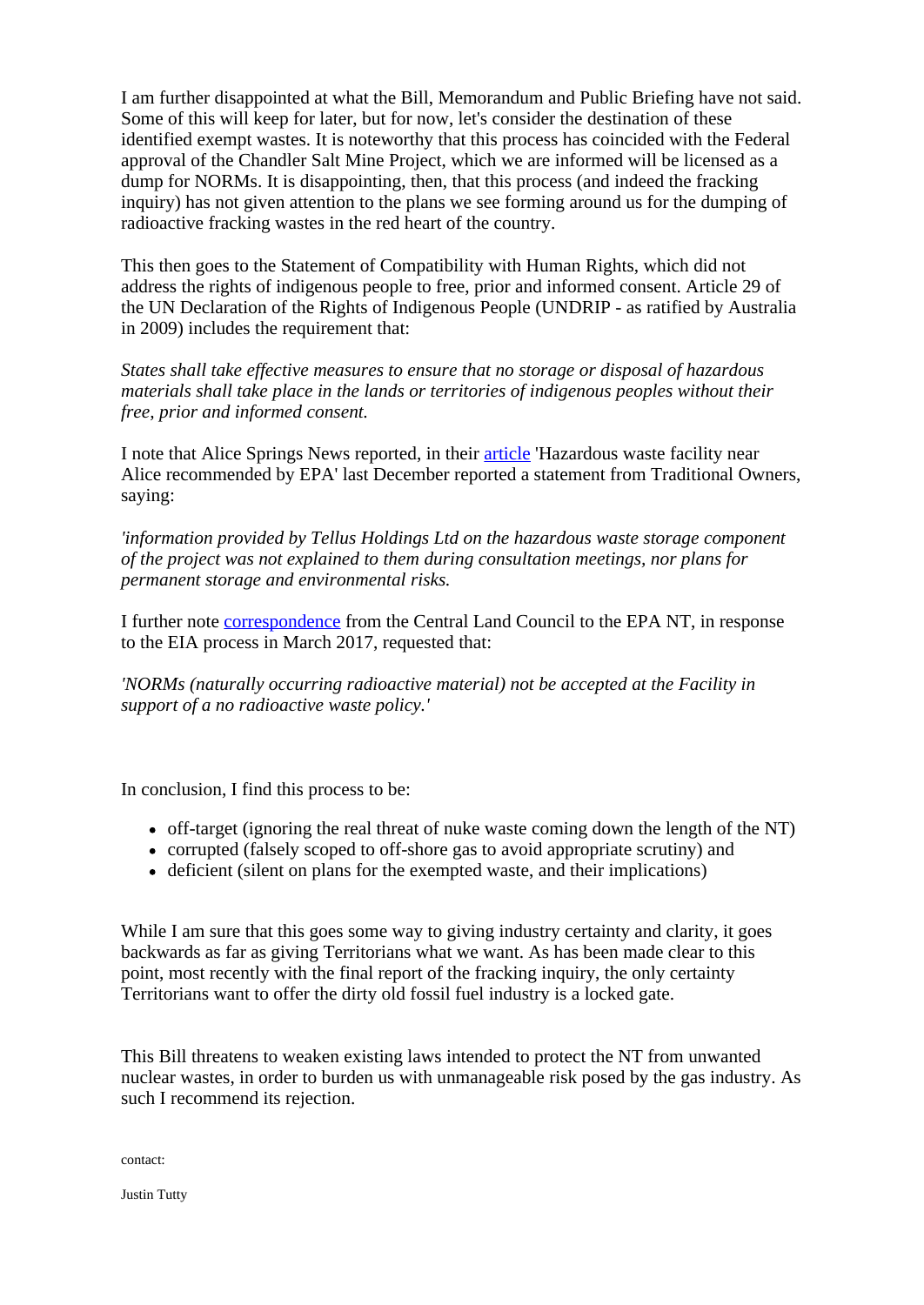I am further disappointed at what the Bill, Memorandum and Public Briefing have not said. Some of this will keep for later, but for now, let's consider the destination of these identified exempt wastes. It is noteworthy that this process has coincided with the Federal approval of the Chandler Salt Mine Project, which we are informed will be licensed as a dump for NORMs. It is disappointing, then, that this process (and indeed the fracking inquiry) has not given attention to the plans we see forming around us for the dumping of radioactive fracking wastes in the red heart of the country.

This then goes to the Statement of Compatibility with Human Rights, which did not address the rights of indigenous people to free, prior and informed consent. Article 29 of the UN Declaration of the Rights of Indigenous People (UNDRIP - as ratified by Australia in 2009) includes the requirement that:

*States shall take effective measures to ensure that no storage or disposal of hazardous materials shall take place in the lands or territories of indigenous peoples without their free, prior and informed consent.*

I note that Alice Springs News reported, in their article 'Hazardous waste facility near Alice recommended by EPA' last December reported a statement from Traditional Owners, saying:

*'information provided by Tellus Holdings Ltd on the hazardous waste storage component of the project was not explained to them during consultation meetings, nor plans for permanent storage and environmental risks.*

I further note correspondence from the Central Land Council to the EPA NT, in response to the EIA process in March 2017, requested that:

*'NORMs (naturally occurring radioactive material) not be accepted at the Facility in support of a no radioactive waste policy.'*

In conclusion, I find this process to be:

- off-target (ignoring the real threat of nuke waste coming down the length of the NT)
- corrupted (falsely scoped to off-shore gas to avoid appropriate scrutiny) and
- deficient (silent on plans for the exempted waste, and their implications)

While I am sure that this goes some way to giving industry certainty and clarity, it goes backwards as far as giving Territorians what we want. As has been made clear to this point, most recently with the final report of the fracking inquiry, the only certainty Territorians want to offer the dirty old fossil fuel industry is a locked gate.

This Bill threatens to weaken existing laws intended to protect the NT from unwanted nuclear wastes, in order to burden us with unmanageable risk posed by the gas industry. As such I recommend its rejection.

contact:

Justin Tutty